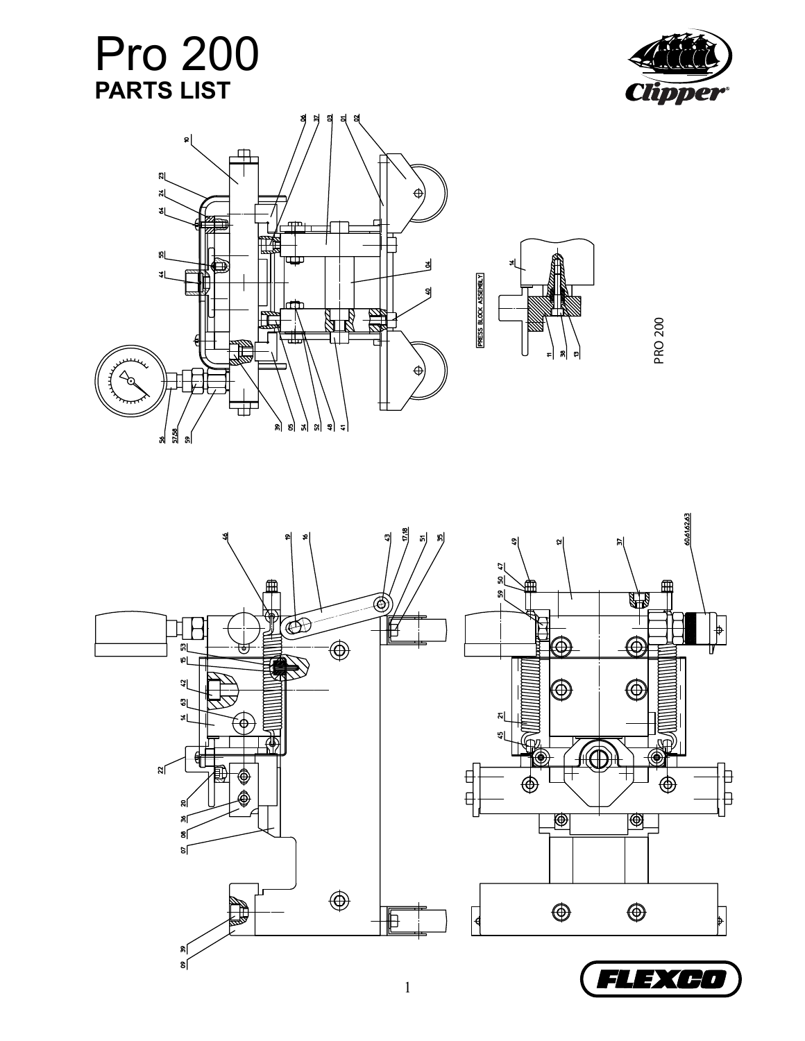# Pro 200

## PARTS LIST

PRESS BLOCK ASSEMBLY

PRO 200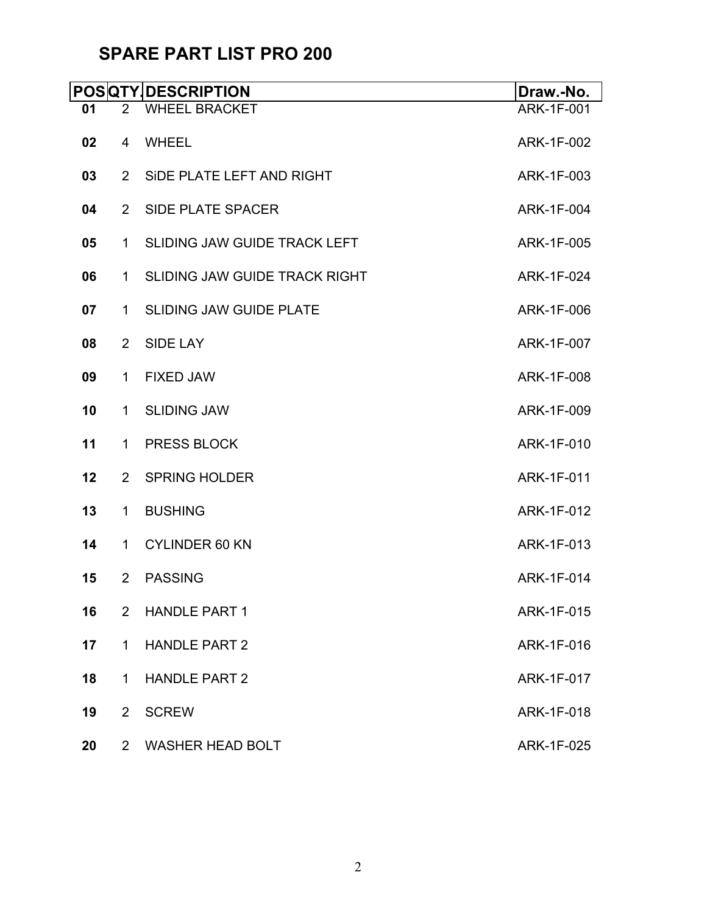## SPARE PART LIST PRO 200

| POS | QTY. | DESCRIPTION | Draw.-No. |
|---|---|---|---|
| 01 | 2 | WHEEL BRACKET | ARK-1F-001 |
| 02 | 4 | WHEEL | ARK-1F-002 |
| 03 | 2 | SiDE PLATE LEFT AND RIGHT | ARK-1F-003 |
| 04 | 2 | SIDE PLATE SPACER | ARK-1F-004 |
| 05 | 1 | SLIDING JAW GUIDE TRACK LEFT | ARK-1F-005 |
| 06 | 1 | SLIDING JAW GUIDE TRACK RIGHT | ARK-1F-024 |
| 07 | 1 | SLIDING JAW GUIDE PLATE | ARK-1F-006 |
| 08 | 2 | SIDE LAY | ARK-1F-007 |
| 09 | 1 | FIXED JAW | ARK-1F-008 |
| 10 | 1 | SLIDING JAW | ARK-1F-009 |
| 11 | 1 | PRESS BLOCK | ARK-1F-010 |
| 12 | 2 | SPRING HOLDER | ARK-1F-011 |
| 13 | 1 | BUSHING | ARK-1F-012 |
| 14 | 1 | CYLINDER 60 KN | ARK-1F-013 |
| 15 | 2 | PASSING | ARK-1F-014 |
| 16 | 2 | HANDLE PART 1 | ARK-1F-015 |
| 17 | 1 | HANDLE PART 2 | ARK-1F-016 |
| 18 | 1 | HANDLE PART 2 | ARK-1F-017 |
| 19 | 2 | SCREW | ARK-1F-018 |
| 20 | 2 | WASHER HEAD BOLT | ARK-1F-025 |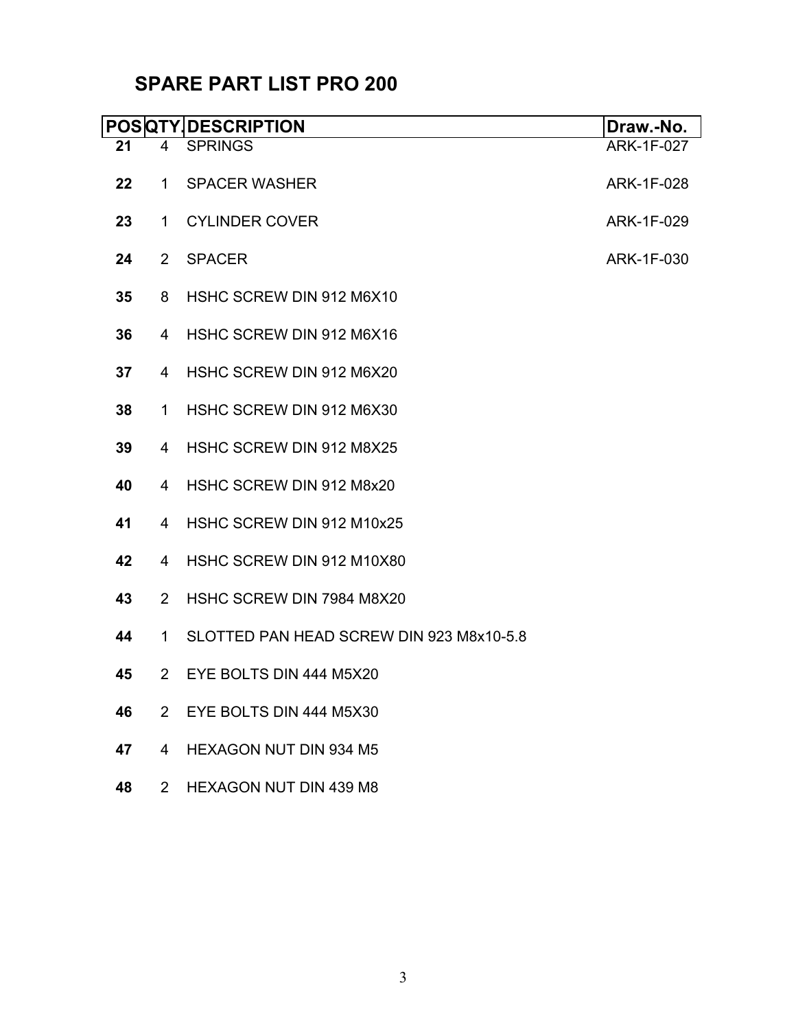# SPARE PART LIST PRO 200

| POS | QTY. | DESCRIPTION | Draw.-No. |
|---|---|---|---|
| **21** | 4 | SPRINGS | ARK-1F-027 |
| **22** | 1 | SPACER WASHER | ARK-1F-028 |
| **23** | 1 | CYLINDER COVER | ARK-1F-029 |
| **24** | 2 | SPACER | ARK-1F-030 |
| **35** | 8 | HSHC SCREW DIN 912 M6X10 | |
| **36** | 4 | HSHC SCREW DIN 912 M6X16 | |
| **37** | 4 | HSHC SCREW DIN 912 M6X20 | |
| **38** | 1 | HSHC SCREW DIN 912 M6X30 | |
| **39** | 4 | HSHC SCREW DIN 912 M8X25 | |
| **40** | 4 | HSHC SCREW DIN 912 M8x20 | |
| **41** | 4 | HSHC SCREW DIN 912 M10x25 | |
| **42** | 4 | HSHC SCREW DIN 912 M10X80 | |
| **43** | 2 | HSHC SCREW DIN 7984 M8X20 | |
| **44** | 1 | SLOTTED PAN HEAD SCREW DIN 923 M8x10-5.8 | |
| **45** | 2 | EYE BOLTS DIN 444 M5X20 | |
| **46** | 2 | EYE BOLTS DIN 444 M5X30 | |
| **47** | 4 | HEXAGON NUT DIN 934 M5 | |
| **48** | 2 | HEXAGON NUT DIN 439 M8 | |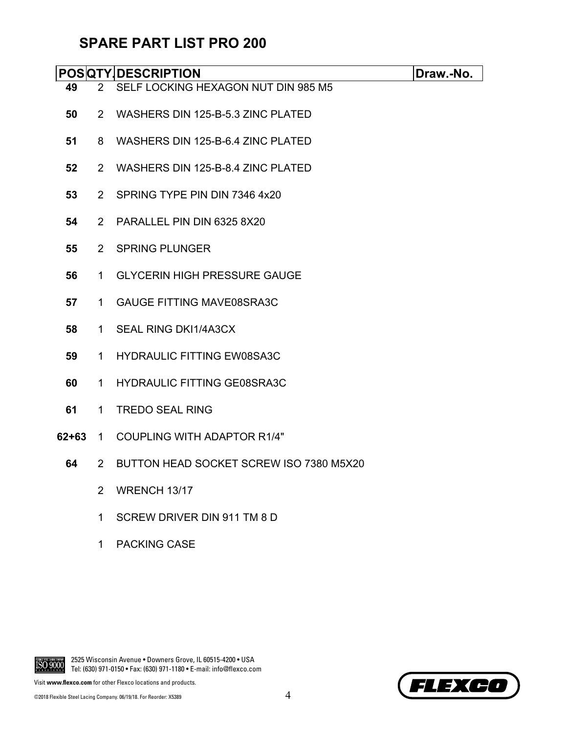## SPARE PART LIST PRO 200

| POS | QTY. | DESCRIPTION | Draw.-No. |
|---|---|---|---|
| 49 | 2 | SELF LOCKING HEXAGON NUT DIN 985 M5 | |
| 50 | 2 | WASHERS DIN 125-B-5.3 ZINC PLATED | |
| 51 | 8 | WASHERS DIN 125-B-6.4 ZINC PLATED | |
| 52 | 2 | WASHERS DIN 125-B-8.4 ZINC PLATED | |
| 53 | 2 | SPRING TYPE PIN DIN 7346 4x20 | |
| 54 | 2 | PARALLEL PIN DIN 6325 8X20 | |
| 55 | 2 | SPRING PLUNGER | |
| 56 | 1 | GLYCERIN HIGH PRESSURE GAUGE | |
| 57 | 1 | GAUGE FITTING MAVE08SRA3C | |
| 58 | 1 | SEAL RING DKI1/4A3CX | |
| 59 | 1 | HYDRAULIC FITTING EW08SA3C | |
| 60 | 1 | HYDRAULIC FITTING GE08SRA3C | |
| 61 | 1 | TREDO SEAL RING | |
| 62+63 | 1 | COUPLING WITH ADAPTOR R1/4" | |
| 64 | 2 | BUTTON HEAD SOCKET SCREW ISO 7380 M5X20 | |
| | 2 | WRENCH 13/17 | |
| | 1 | SCREW DRIVER DIN 911 TM 8 D | |
| | 1 | PACKING CASE | |

ISO 9000

2525 Wisconsin Avenue • Downers Grove, IL 60515-4200 • USA
Tel: (630) 971-0150 • Fax: (630) 971-1180 • E-mail: info@flexco.com

Visit **www.flexco.com** for other Flexco locations and products.

©2018 Flexible Steel Lacing Company. 06/19/18. For Reorder: X5389

FLEXCO